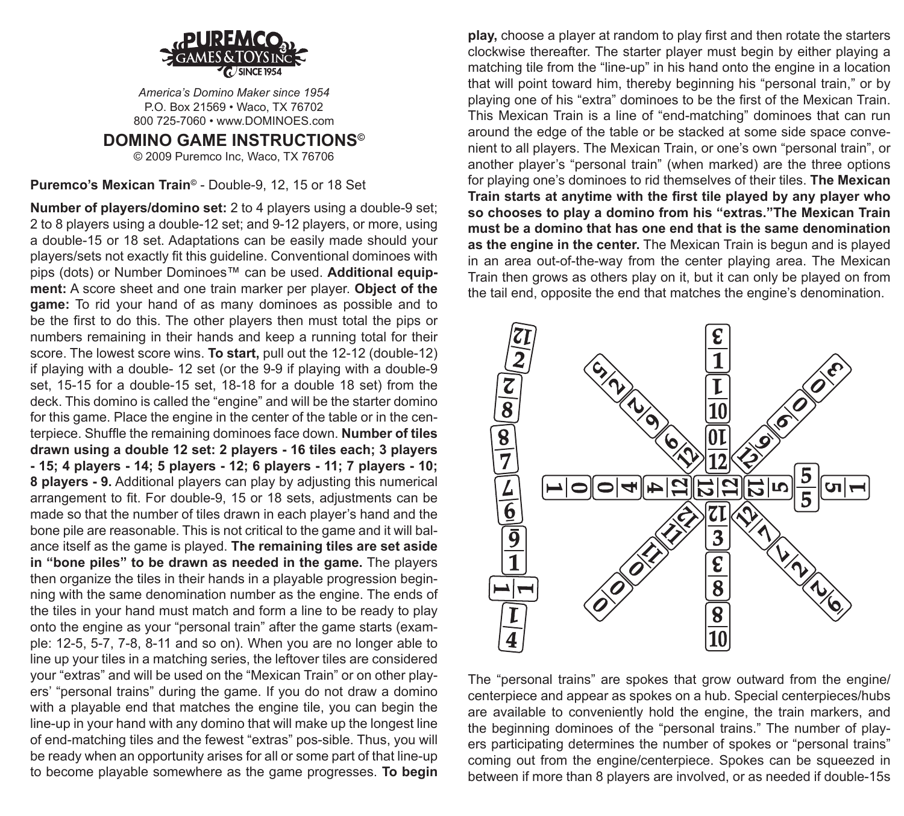PUREMCO GAMES & TOYS INC SINCE 1954

*America's Domino Maker since 1954*
P.O. Box 21569 • Waco, TX 76702
800 725-7060 • www.DOMINOES.com

## DOMINO GAME INSTRUCTIONS©

© 2009 Puremco Inc, Waco, TX 76706

**Puremco's Mexican Train©** - Double-9, 12, 15 or 18 Set

**Number of players/domino set:** 2 to 4 players using a double-9 set; 2 to 8 players using a double-12 set; and 9-12 players, or more, using a double-15 or 18 set. Adaptations can be easily made should your players/sets not exactly fit this guideline. Conventional dominoes with pips (dots) or Number Dominoes™ can be used. **Additional equipment:** A score sheet and one train marker per player. **Object of the game:** To rid your hand of as many dominoes as possible and to be the first to do this. The other players then must total the pips or numbers remaining in their hands and keep a running total for their score. The lowest score wins. **To start,** pull out the 12-12 (double-12) if playing with a double- 12 set (or the 9-9 if playing with a double-9 set, 15-15 for a double-15 set, 18-18 for a double 18 set) from the deck. This domino is called the "engine" and will be the starter domino for this game. Place the engine in the center of the table or in the centerpiece. Shuffle the remaining dominoes face down. **Number of tiles drawn using a double 12 set: 2 players - 16 tiles each; 3 players - 15; 4 players - 14; 5 players - 12; 6 players - 11; 7 players - 10; 8 players - 9.** Additional players can play by adjusting this numerical arrangement to fit. For double-9, 15 or 18 sets, adjustments can be made so that the number of tiles drawn in each player's hand and the bone pile are reasonable. This is not critical to the game and it will balance itself as the game is played. **The remaining tiles are set aside in "bone piles" to be drawn as needed in the game.** The players then organize the tiles in their hands in a playable progression beginning with the same denomination number as the engine. The ends of the tiles in your hand must match and form a line to be ready to play onto the engine as your "personal train" after the game starts (example: 12-5, 5-7, 7-8, 8-11 and so on). When you are no longer able to line up your tiles in a matching series, the leftover tiles are considered your "extras" and will be used on the "Mexican Train" or on other players' "personal trains" during the game. If you do not draw a domino with a playable end that matches the engine tile, you can begin the line-up in your hand with any domino that will make up the longest line of end-matching tiles and the fewest "extras" possible. Thus, you will be ready when an opportunity arises for all or some part of that line-up to become playable somewhere as the game progresses. **To begin play,** choose a player at random to play first and then rotate the starters clockwise thereafter. The starter player must begin by either playing a matching tile from the "line-up" in his hand onto the engine in a location that will point toward him, thereby beginning his "personal train," or by playing one of his "extra" dominoes to be the first of the Mexican Train. This Mexican Train is a line of "end-matching" dominoes that can run around the edge of the table or be stacked at some side space convenient to all players. The Mexican Train, or one's own "personal train", or another player's "personal train" (when marked) are the three options for playing one's dominoes to rid themselves of their tiles. **The Mexican Train starts at anytime with the first tile played by any player who so chooses to play a domino from his "extras."The Mexican Train must be a domino that has one end that is the same denomination as the engine in the center.** The Mexican Train is begun and is played in an area out-of-the-way from the center playing area. The Mexican Train then grows as others play on it, but it can only be played on from the tail end, opposite the end that matches the engine's denomination.

The "personal trains" are spokes that grow outward from the engine/centerpiece and appear as spokes on a hub. Special centerpieces/hubs are available to conveniently hold the engine, the train markers, and the beginning dominoes of the "personal trains." The number of players participating determines the number of spokes or "personal trains" coming out from the engine/centerpiece. Spokes can be squeezed in between if more than 8 players are involved, or as needed if double-15s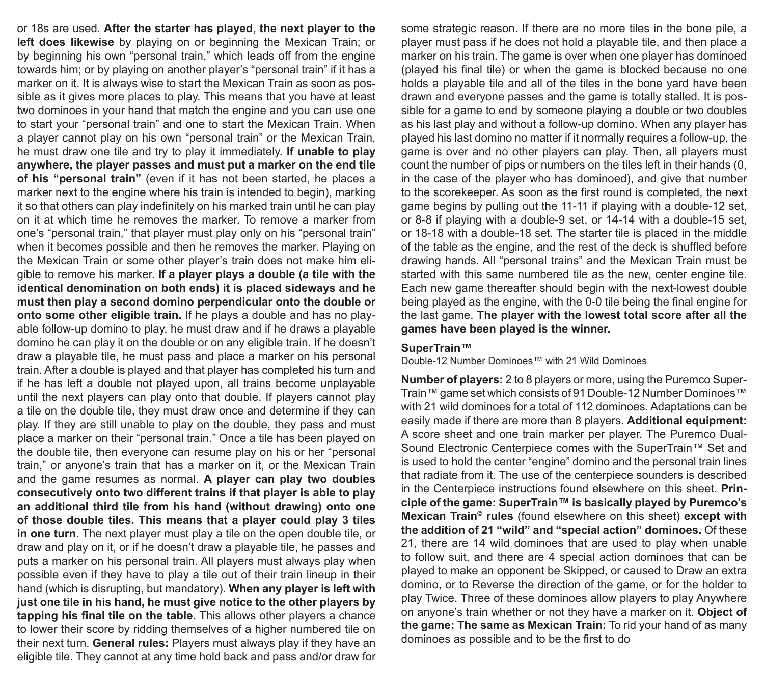or 18s are used. **After the starter has played, the next player to the left does likewise** by playing on or beginning the Mexican Train; or by beginning his own "personal train," which leads off from the engine towards him; or by playing on another player's "personal train" if it has a marker on it. It is always wise to start the Mexican Train as soon as possible as it gives more places to play. This means that you have at least two dominoes in your hand that match the engine and you can use one to start your "personal train" and one to start the Mexican Train. When a player cannot play on his own "personal train" or the Mexican Train, he must draw one tile and try to play it immediately. **If unable to play anywhere, the player passes and must put a marker on the end tile of his "personal train"** (even if it has not been started, he places a marker next to the engine where his train is intended to begin), marking it so that others can play indefinitely on his marked train until he can play on it at which time he removes the marker. To remove a marker from one's "personal train," that player must play only on his "personal train" when it becomes possible and then he removes the marker. Playing on the Mexican Train or some other player's train does not make him eligible to remove his marker. **If a player plays a double (a tile with the identical denomination on both ends) it is placed sideways and he must then play a second domino perpendicular onto the double or onto some other eligible train.** If he plays a double and has no playable follow-up domino to play, he must draw and if he draws a playable domino he can play it on the double or on any eligible train. If he doesn't draw a playable tile, he must pass and place a marker on his personal train. After a double is played and that player has completed his turn and if he has left a double not played upon, all trains become unplayable until the next players can play onto that double. If players cannot play a tile on the double tile, they must draw once and determine if they can play. If they are still unable to play on the double, they pass and must place a marker on their "personal train." Once a tile has been played on the double tile, then everyone can resume play on his or her "personal train," or anyone's train that has a marker on it, or the Mexican Train and the game resumes as normal. **A player can play two doubles consecutively onto two different trains if that player is able to play an additional third tile from his hand (without drawing) onto one of those double tiles. This means that a player could play 3 tiles in one turn.** The next player must play a tile on the open double tile, or draw and play on it, or if he doesn't draw a playable tile, he passes and puts a marker on his personal train. All players must always play when possible even if they have to play a tile out of their train lineup in their hand (which is disrupting, but mandatory). **When any player is left with just one tile in his hand, he must give notice to the other players by tapping his final tile on the table.** This allows other players a chance to lower their score by ridding themselves of a higher numbered tile on their next turn. **General rules:** Players must always play if they have an eligible tile. They cannot at any time hold back and pass and/or draw for some strategic reason. If there are no more tiles in the bone pile, a player must pass if he does not hold a playable tile, and then place a marker on his train. The game is over when one player has dominoed (played his final tile) or when the game is blocked because no one holds a playable tile and all of the tiles in the bone yard have been drawn and everyone passes and the game is totally stalled. It is possible for a game to end by someone playing a double or two doubles as his last play and without a follow-up domino. When any player has played his last domino no matter if it normally requires a follow-up, the game is over and no other players can play. Then, all players must count the number of pips or numbers on the tiles left in their hands (0, in the case of the player who has dominoed), and give that number to the scorekeeper. As soon as the first round is completed, the next game begins by pulling out the 11-11 if playing with a double-12 set, or 8-8 if playing with a double-9 set, or 14-14 with a double-15 set, or 18-18 with a double-18 set. The starter tile is placed in the middle of the table as the engine, and the rest of the deck is shuffled before drawing hands. All "personal trains" and the Mexican Train must be started with this same numbered tile as the new, center engine tile. Each new game thereafter should begin with the next-lowest double being played as the engine, with the 0-0 tile being the final engine for the last game. **The player with the lowest total score after all the games have been played is the winner.**

### SuperTrain™

Double-12 Number Dominoes™ with 21 Wild Dominoes

**Number of players:** 2 to 8 players or more, using the Puremco SuperTrain™ game set which consists of 91 Double-12 Number Dominoes™ with 21 wild dominoes for a total of 112 dominoes. Adaptations can be easily made if there are more than 8 players. **Additional equipment:** A score sheet and one train marker per player. The Puremco Dual-Sound Electronic Centerpiece comes with the SuperTrain™ Set and is used to hold the center "engine" domino and the personal train lines that radiate from it. The use of the centerpiece sounders is described in the Centerpiece instructions found elsewhere on this sheet. **Principle of the game: SuperTrain™ is basically played by Puremco's Mexican Train© rules** (found elsewhere on this sheet) **except with the addition of 21 "wild" and "special action" dominoes.** Of these 21, there are 14 wild dominoes that are used to play when unable to follow suit, and there are 4 special action dominoes that can be played to make an opponent be Skipped, or caused to Draw an extra domino, or to Reverse the direction of the game, or for the holder to play Twice. Three of these dominoes allow players to play Anywhere on anyone's train whether or not they have a marker on it. **Object of the game: The same as Mexican Train:** To rid your hand of as many dominoes as possible and to be the first to do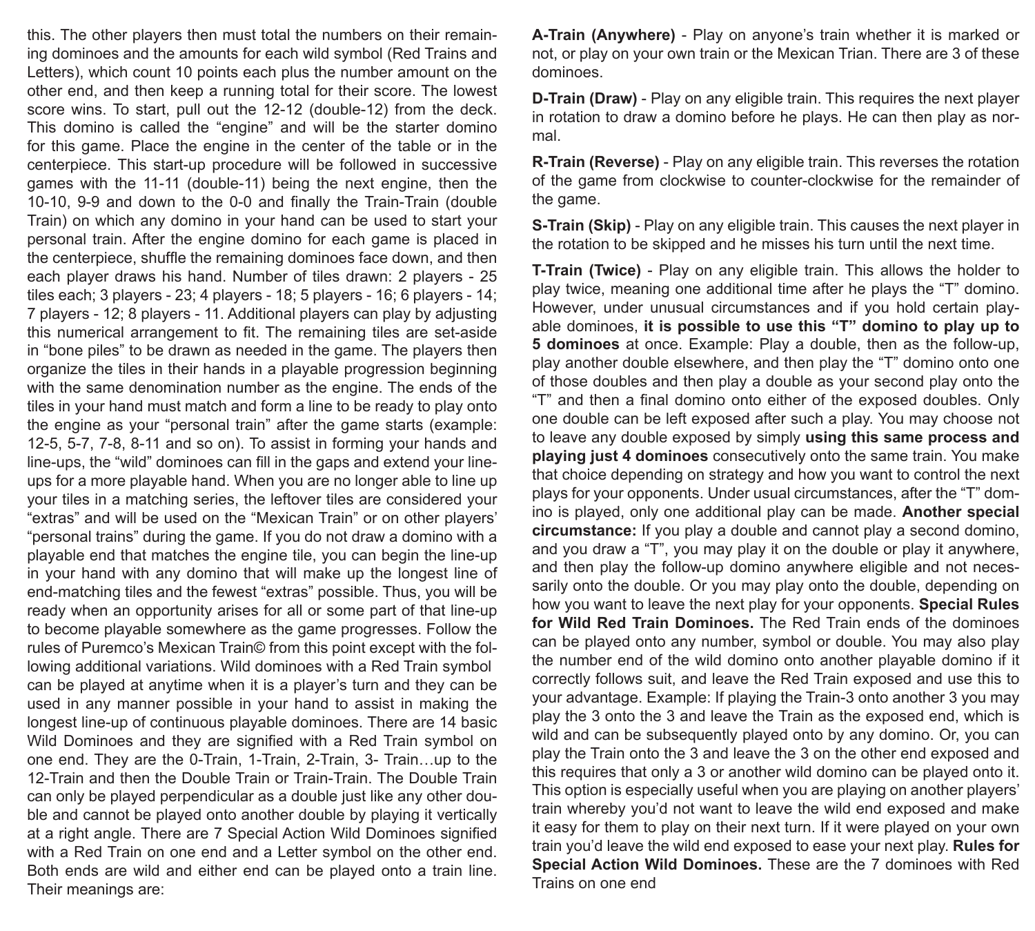this. The other players then must total the numbers on their remaining dominoes and the amounts for each wild symbol (Red Trains and Letters), which count 10 points each plus the number amount on the other end, and then keep a running total for their score. The lowest score wins. To start, pull out the 12-12 (double-12) from the deck. This domino is called the "engine" and will be the starter domino for this game. Place the engine in the center of the table or in the centerpiece. This start-up procedure will be followed in successive games with the 11-11 (double-11) being the next engine, then the 10-10, 9-9 and down to the 0-0 and finally the Train-Train (double Train) on which any domino in your hand can be used to start your personal train. After the engine domino for each game is placed in the centerpiece, shuffle the remaining dominoes face down, and then each player draws his hand. Number of tiles drawn: 2 players - 25 tiles each; 3 players - 23; 4 players - 18; 5 players - 16; 6 players - 14; 7 players - 12; 8 players - 11. Additional players can play by adjusting this numerical arrangement to fit. The remaining tiles are set-aside in "bone piles" to be drawn as needed in the game. The players then organize the tiles in their hands in a playable progression beginning with the same denomination number as the engine. The ends of the tiles in your hand must match and form a line to be ready to play onto the engine as your "personal train" after the game starts (example: 12-5, 5-7, 7-8, 8-11 and so on). To assist in forming your hands and line-ups, the "wild" dominoes can fill in the gaps and extend your line-ups for a more playable hand. When you are no longer able to line up your tiles in a matching series, the leftover tiles are considered your "extras" and will be used on the "Mexican Train" or on other players' "personal trains" during the game. If you do not draw a domino with a playable end that matches the engine tile, you can begin the line-up in your hand with any domino that will make up the longest line of end-matching tiles and the fewest "extras" possible. Thus, you will be ready when an opportunity arises for all or some part of that line-up to become playable somewhere as the game progresses. Follow the rules of Puremco's Mexican Train© from this point except with the following additional variations. Wild dominoes with a Red Train symbol can be played at anytime when it is a player's turn and they can be used in any manner possible in your hand to assist in making the longest line-up of continuous playable dominoes. There are 14 basic Wild Dominoes and they are signified with a Red Train symbol on one end. They are the 0-Train, 1-Train, 2-Train, 3- Train…up to the 12-Train and then the Double Train or Train-Train. The Double Train can only be played perpendicular as a double just like any other double and cannot be played onto another double by playing it vertically at a right angle. There are 7 Special Action Wild Dominoes signified with a Red Train on one end and a Letter symbol on the other end. Both ends are wild and either end can be played onto a train line. Their meanings are:

**A-Train (Anywhere)** - Play on anyone's train whether it is marked or not, or play on your own train or the Mexican Trian. There are 3 of these dominoes.

**D-Train (Draw)** - Play on any eligible train. This requires the next player in rotation to draw a domino before he plays. He can then play as normal.

**R-Train (Reverse)** - Play on any eligible train. This reverses the rotation of the game from clockwise to counter-clockwise for the remainder of the game.

**S-Train (Skip)** - Play on any eligible train. This causes the next player in the rotation to be skipped and he misses his turn until the next time.

**T-Train (Twice)** - Play on any eligible train. This allows the holder to play twice, meaning one additional time after he plays the "T" domino. However, under unusual circumstances and if you hold certain playable dominoes, **it is possible to use this "T" domino to play up to 5 dominoes** at once. Example: Play a double, then as the follow-up, play another double elsewhere, and then play the "T" domino onto one of those doubles and then play a double as your second play onto the "T" and then a final domino onto either of the exposed doubles. Only one double can be left exposed after such a play. You may choose not to leave any double exposed by simply **using this same process and playing just 4 dominoes** consecutively onto the same train. You make that choice depending on strategy and how you want to control the next plays for your opponents. Under usual circumstances, after the "T" domino is played, only one additional play can be made. **Another special circumstance:** If you play a double and cannot play a second domino, and you draw a "T", you may play it on the double or play it anywhere, and then play the follow-up domino anywhere eligible and not necessarily onto the double. Or you may play onto the double, depending on how you want to leave the next play for your opponents. **Special Rules for Wild Red Train Dominoes.** The Red Train ends of the dominoes can be played onto any number, symbol or double. You may also play the number end of the wild domino onto another playable domino if it correctly follows suit, and leave the Red Train exposed and use this to your advantage. Example: If playing the Train-3 onto another 3 you may play the 3 onto the 3 and leave the Train as the exposed end, which is wild and can be subsequently played onto by any domino. Or, you can play the Train onto the 3 and leave the 3 on the other end exposed and this requires that only a 3 or another wild domino can be played onto it. This option is especially useful when you are playing on another players' train whereby you'd not want to leave the wild end exposed and make it easy for them to play on their next turn. If it were played on your own train you'd leave the wild end exposed to ease your next play. **Rules for Special Action Wild Dominoes.** These are the 7 dominoes with Red Trains on one end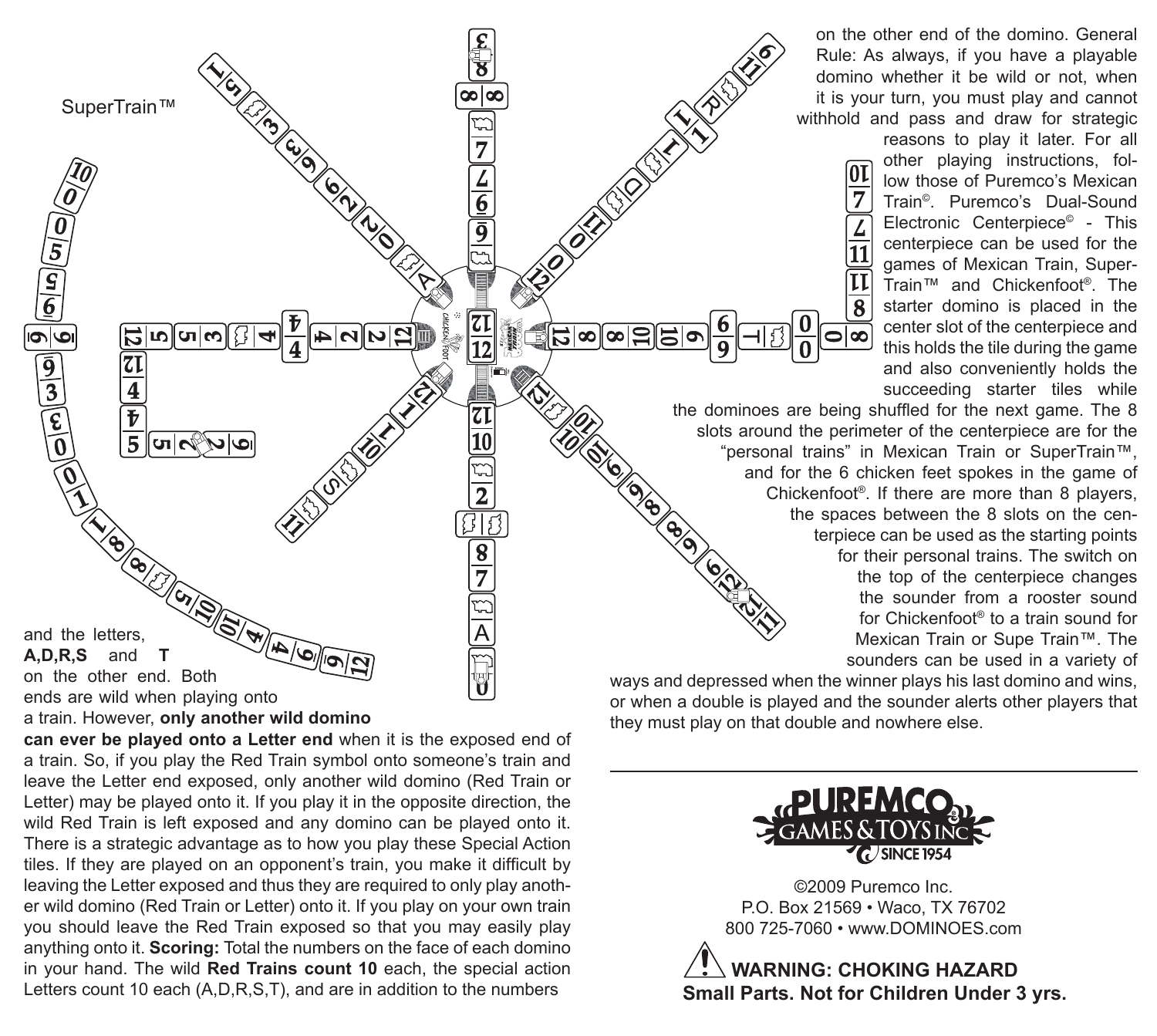SuperTrain™

and the letters, **A,D,R,S** and **T** on the other end. Both ends are wild when playing onto a train. However, **only another wild domino can ever be played onto a Letter end** when it is the exposed end of a train. So, if you play the Red Train symbol onto someone's train and leave the Letter end exposed, only another wild domino (Red Train or Letter) may be played onto it. If you play it in the opposite direction, the wild Red Train is left exposed and any domino can be played onto it. There is a strategic advantage as to how you play these Special Action tiles. If they are played on an opponent's train, you make it difficult by leaving the Letter exposed and thus they are required to only play another wild domino (Red Train or Letter) onto it. If you play on your own train you should leave the Red Train exposed so that you may easily play anything onto it. **Scoring:** Total the numbers on the face of each domino in your hand. The wild **Red Trains count 10** each, the special action Letters count 10 each (A,D,R,S,T), and are in addition to the numbers on the other end of the domino. General Rule: As always, if you have a playable domino whether it be wild or not, when it is your turn, you must play and cannot withhold and pass and draw for strategic reasons to play it later. For all other playing instructions, follow those of Puremco's Mexican Train©. Puremco's Dual-Sound Electronic Centerpiece© - This centerpiece can be used for the games of Mexican Train, SuperTrain™ and Chickenfoot®. The starter domino is placed in the center slot of the centerpiece and this holds the tile during the game and also conveniently holds the succeeding starter tiles while the dominoes are being shuffled for the next game. The 8 slots around the perimeter of the centerpiece are for the "personal trains" in Mexican Train or SuperTrain™, and for the 6 chicken feet spokes in the game of Chickenfoot®. If there are more than 8 players, the spaces between the 8 slots on the centerpiece can be used as the starting points for their personal trains. The switch on the top of the centerpiece changes the sounder from a rooster sound for Chickenfoot® to a train sound for Mexican Train or Supe Train™. The sounders can be used in a variety of ways and depressed when the winner plays his last domino and wins, or when a double is played and the sounder alerts other players that they must play on that double and nowhere else.

---

PUREMCO GAMES & TOYS INC SINCE 1954

©2009 Puremco Inc.
P.O. Box 21569 • Waco, TX 76702
800 725-7060 • www.DOMINOES.com

**⚠ WARNING: CHOKING HAZARD**
**Small Parts. Not for Children Under 3 yrs.**